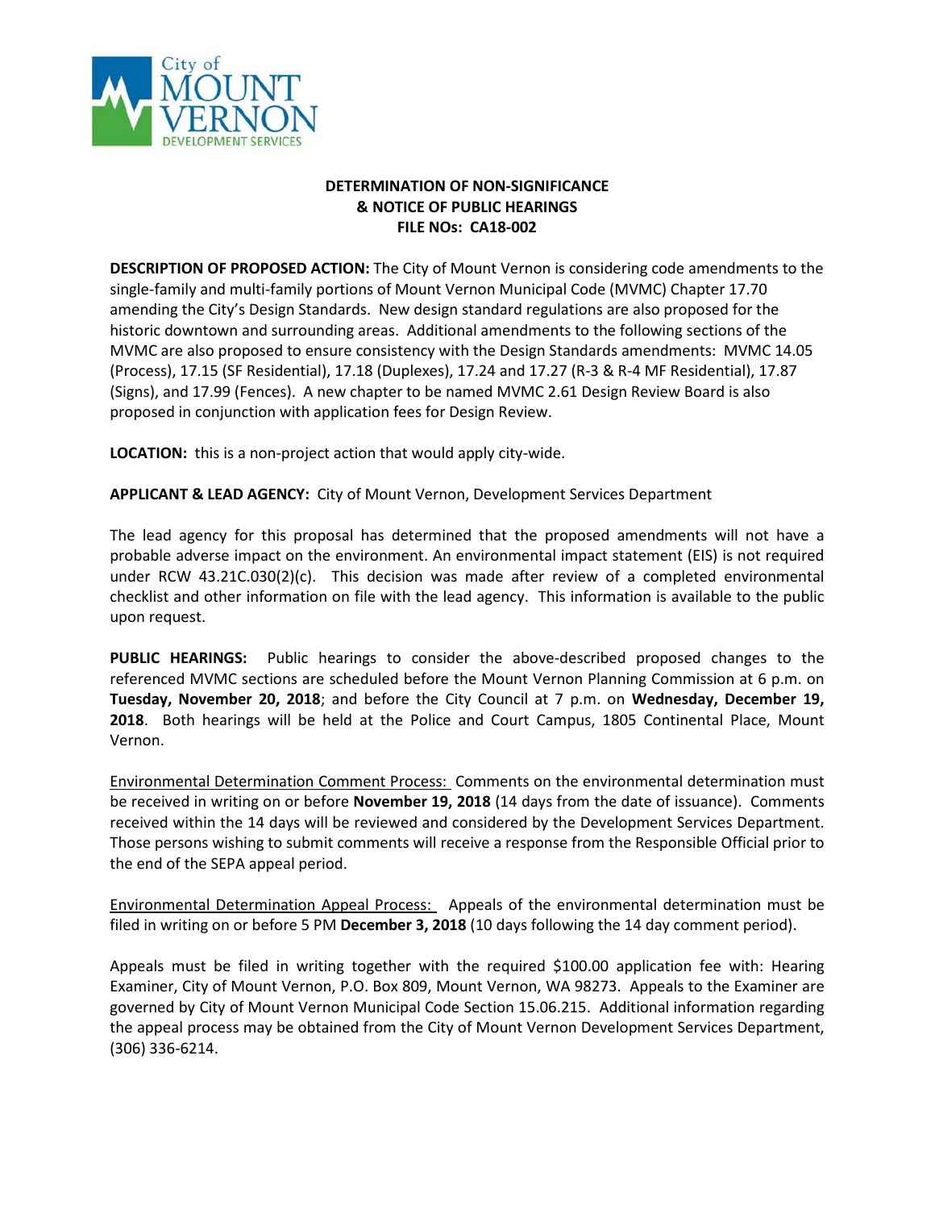City of MOUNT VERNON DEVELOPMENT SERVICES

**DETERMINATION OF NON-SIGNIFICANCE**
**& NOTICE OF PUBLIC HEARINGS**
**FILE NOs: CA18-002**

**DESCRIPTION OF PROPOSED ACTION:** The City of Mount Vernon is considering code amendments to the single-family and multi-family portions of Mount Vernon Municipal Code (MVMC) Chapter 17.70 amending the City's Design Standards. New design standard regulations are also proposed for the historic downtown and surrounding areas. Additional amendments to the following sections of the MVMC are also proposed to ensure consistency with the Design Standards amendments: MVMC 14.05 (Process), 17.15 (SF Residential), 17.18 (Duplexes), 17.24 and 17.27 (R-3 & R-4 MF Residential), 17.87 (Signs), and 17.99 (Fences). A new chapter to be named MVMC 2.61 Design Review Board is also proposed in conjunction with application fees for Design Review.

**LOCATION:** this is a non-project action that would apply city-wide.

**APPLICANT & LEAD AGENCY:** City of Mount Vernon, Development Services Department

The lead agency for this proposal has determined that the proposed amendments will not have a probable adverse impact on the environment. An environmental impact statement (EIS) is not required under RCW 43.21C.030(2)(c). This decision was made after review of a completed environmental checklist and other information on file with the lead agency. This information is available to the public upon request.

**PUBLIC HEARINGS:** Public hearings to consider the above-described proposed changes to the referenced MVMC sections are scheduled before the Mount Vernon Planning Commission at 6 p.m. on **Tuesday, November 20, 2018**; and before the City Council at 7 p.m. on **Wednesday, December 19, 2018**. Both hearings will be held at the Police and Court Campus, 1805 Continental Place, Mount Vernon.

Environmental Determination Comment Process: Comments on the environmental determination must be received in writing on or before **November 19, 2018** (14 days from the date of issuance). Comments received within the 14 days will be reviewed and considered by the Development Services Department. Those persons wishing to submit comments will receive a response from the Responsible Official prior to the end of the SEPA appeal period.

Environmental Determination Appeal Process: Appeals of the environmental determination must be filed in writing on or before 5 PM **December 3, 2018** (10 days following the 14 day comment period).

Appeals must be filed in writing together with the required $100.00 application fee with: Hearing Examiner, City of Mount Vernon, P.O. Box 809, Mount Vernon, WA 98273. Appeals to the Examiner are governed by City of Mount Vernon Municipal Code Section 15.06.215. Additional information regarding the appeal process may be obtained from the City of Mount Vernon Development Services Department, (306) 336-6214.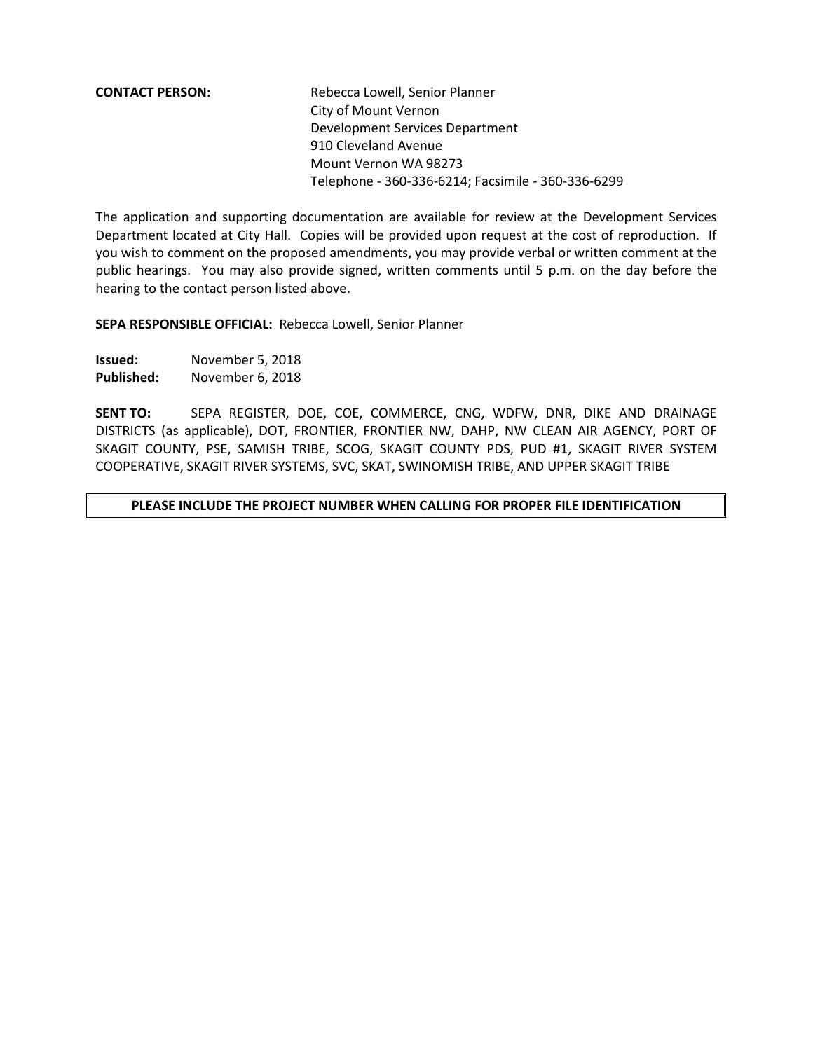**CONTACT PERSON:** Rebecca Lowell, Senior Planner
City of Mount Vernon
Development Services Department
910 Cleveland Avenue
Mount Vernon WA 98273
Telephone - 360-336-6214; Facsimile - 360-336-6299

The application and supporting documentation are available for review at the Development Services Department located at City Hall. Copies will be provided upon request at the cost of reproduction. If you wish to comment on the proposed amendments, you may provide verbal or written comment at the public hearings. You may also provide signed, written comments until 5 p.m. on the day before the hearing to the contact person listed above.

**SEPA RESPONSIBLE OFFICIAL:** Rebecca Lowell, Senior Planner

**Issued:** November 5, 2018
**Published:** November 6, 2018

**SENT TO:** SEPA REGISTER, DOE, COE, COMMERCE, CNG, WDFW, DNR, DIKE AND DRAINAGE DISTRICTS (as applicable), DOT, FRONTIER, FRONTIER NW, DAHP, NW CLEAN AIR AGENCY, PORT OF SKAGIT COUNTY, PSE, SAMISH TRIBE, SCOG, SKAGIT COUNTY PDS, PUD #1, SKAGIT RIVER SYSTEM COOPERATIVE, SKAGIT RIVER SYSTEMS, SVC, SKAT, SWINOMISH TRIBE, AND UPPER SKAGIT TRIBE

**PLEASE INCLUDE THE PROJECT NUMBER WHEN CALLING FOR PROPER FILE IDENTIFICATION**